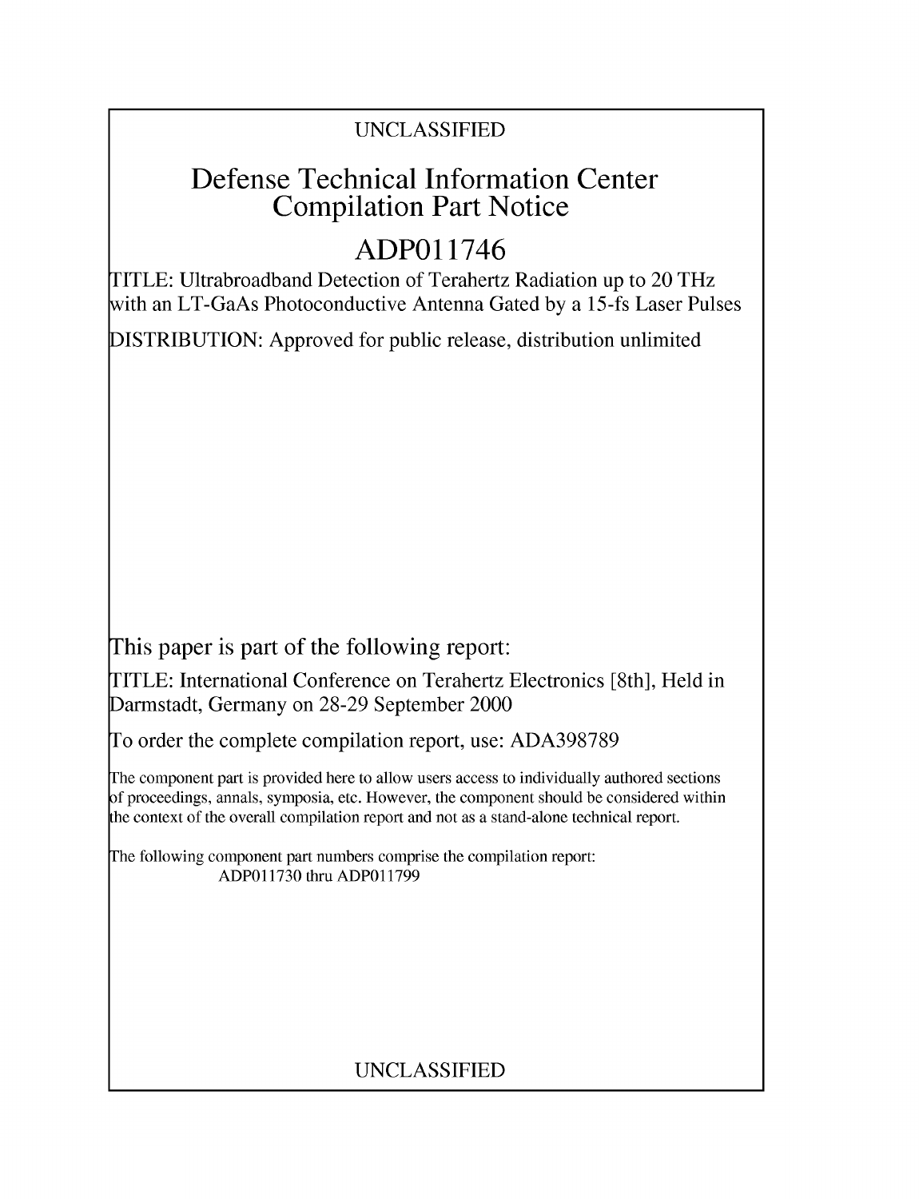UNCLASSIFIED

# Defense Technical Information Center Compilation Part Notice

## ADP011746

TITLE: Ultrabroadband Detection of Terahertz Radiation up to 20 THz with an LT-GaAs Photoconductive Antenna Gated by a 15-fs Laser Pulses

DISTRIBUTION: Approved for public release, distribution unlimited

This paper is part of the following report:

TITLE: International Conference on Terahertz Electronics [8th], Held in Darmstadt, Germany on 28-29 September 2000

To order the complete compilation report, use: ADA398789

The component part is provided here to allow users access to individually authored sections of proceedings, annals, symposia, etc. However, the component should be considered within the context of the overall compilation report and not as a stand-alone technical report.

The following component part numbers comprise the compilation report:
ADP011730 thru ADP011799

UNCLASSIFIED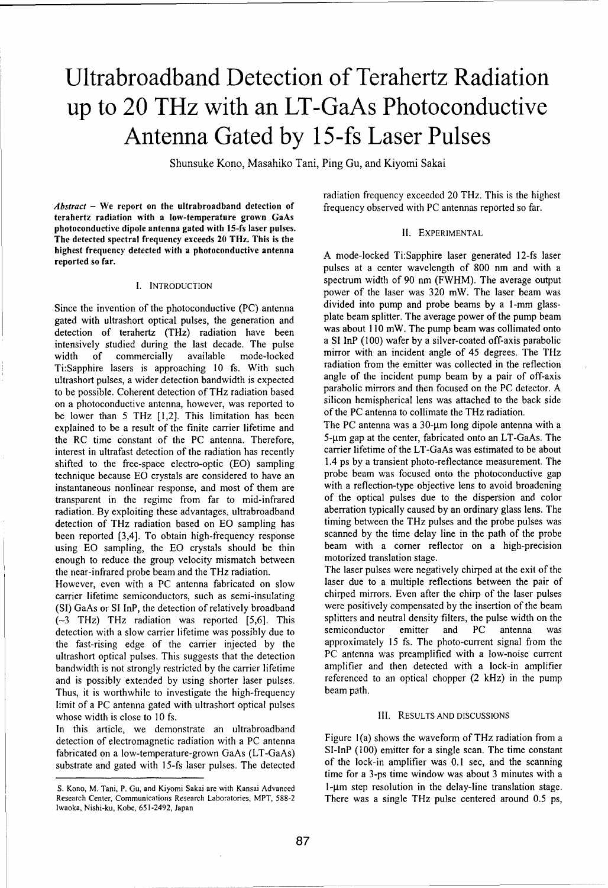# Ultrabroadband Detection of Terahertz Radiation up to 20 THz with an LT-GaAs Photoconductive Antenna Gated by 15-fs Laser Pulses

Shunsuke Kono, Masahiko Tani, Ping Gu, and Kiyomi Sakai

***Abstract* – We report on the ultrabroadband detection of terahertz radiation with a low-temperature grown GaAs photoconductive dipole antenna gated with 15-fs laser pulses. The detected spectral frequency exceeds 20 THz. This is the highest frequency detected with a photoconductive antenna reported so far.**

## I. Introduction

Since the invention of the photoconductive (PC) antenna gated with ultrashort optical pulses, the generation and detection of terahertz (THz) radiation have been intensively studied during the last decade. The pulse width of commercially available mode-locked Ti:Sapphire lasers is approaching 10 fs. With such ultrashort pulses, a wider detection bandwidth is expected to be possible. Coherent detection of THz radiation based on a photoconductive antenna, however, was reported to be lower than 5 THz [1,2]. This limitation has been explained to be a result of the finite carrier lifetime and the RC time constant of the PC antenna. Therefore, interest in ultrafast detection of the radiation has recently shifted to the free-space electro-optic (EO) sampling technique because EO crystals are considered to have an instantaneous nonlinear response, and most of them are transparent in the regime from far to mid-infrared radiation. By exploiting these advantages, ultrabroadband detection of THz radiation based on EO sampling has been reported [3,4]. To obtain high-frequency response using EO sampling, the EO crystals should be thin enough to reduce the group velocity mismatch between the near-infrared probe beam and the THz radiation.

However, even with a PC antenna fabricated on slow carrier lifetime semiconductors, such as semi-insulating (SI) GaAs or SI InP, the detection of relatively broadband (~3 THz) THz radiation was reported [5,6]. This detection with a slow carrier lifetime was possibly due to the fast-rising edge of the carrier injected by the ultrashort optical pulses. This suggests that the detection bandwidth is not strongly restricted by the carrier lifetime and is possibly extended by using shorter laser pulses. Thus, it is worthwhile to investigate the high-frequency limit of a PC antenna gated with ultrashort optical pulses whose width is close to 10 fs.

In this article, we demonstrate an ultrabroadband detection of electromagnetic radiation with a PC antenna fabricated on a low-temperature-grown GaAs (LT-GaAs) substrate and gated with 15-fs laser pulses. The detected radiation frequency exceeded 20 THz. This is the highest frequency observed with PC antennas reported so far.

S. Kono, M. Tani, P. Gu, and Kiyomi Sakai are with Kansai Advanced Research Center, Communications Research Laboratories, MPT, 588-2 Iwaoka, Nishi-ku, Kobe, 651-2492, Japan

## II. Experimental

A mode-locked Ti:Sapphire laser generated 12-fs laser pulses at a center wavelength of 800 nm and with a spectrum width of 90 nm (FWHM). The average output power of the laser was 320 mW. The laser beam was divided into pump and probe beams by a 1-mm glass-plate beam splitter. The average power of the pump beam was about 110 mW. The pump beam was collimated onto a SI InP (100) wafer by a silver-coated off-axis parabolic mirror with an incident angle of 45 degrees. The THz radiation from the emitter was collected in the reflection angle of the incident pump beam by a pair of off-axis parabolic mirrors and then focused on the PC detector. A silicon hemispherical lens was attached to the back side of the PC antenna to collimate the THz radiation.

The PC antenna was a 30-μm long dipole antenna with a 5-μm gap at the center, fabricated onto an LT-GaAs. The carrier lifetime of the LT-GaAs was estimated to be about 1.4 ps by a transient photo-reflectance measurement. The probe beam was focused onto the photoconductive gap with a reflection-type objective lens to avoid broadening of the optical pulses due to the dispersion and color aberration typically caused by an ordinary glass lens. The timing between the THz pulses and the probe pulses was scanned by the time delay line in the path of the probe beam with a corner reflector on a high-precision motorized translation stage.

The laser pulses were negatively chirped at the exit of the laser due to a multiple reflections between the pair of chirped mirrors. Even after the chirp of the laser pulses were positively compensated by the insertion of the beam splitters and neutral density filters, the pulse width on the semiconductor emitter and PC antenna was approximately 15 fs. The photo-current signal from the PC antenna was preamplified with a low-noise current amplifier and then detected with a lock-in amplifier referenced to an optical chopper (2 kHz) in the pump beam path.

## III. Results and Discussions

Figure 1(a) shows the waveform of THz radiation from a SI-InP (100) emitter for a single scan. The time constant of the lock-in amplifier was 0.1 sec, and the scanning time for a 3-ps time window was about 3 minutes with a 1-μm step resolution in the delay-line translation stage. There was a single THz pulse centered around 0.5 ps,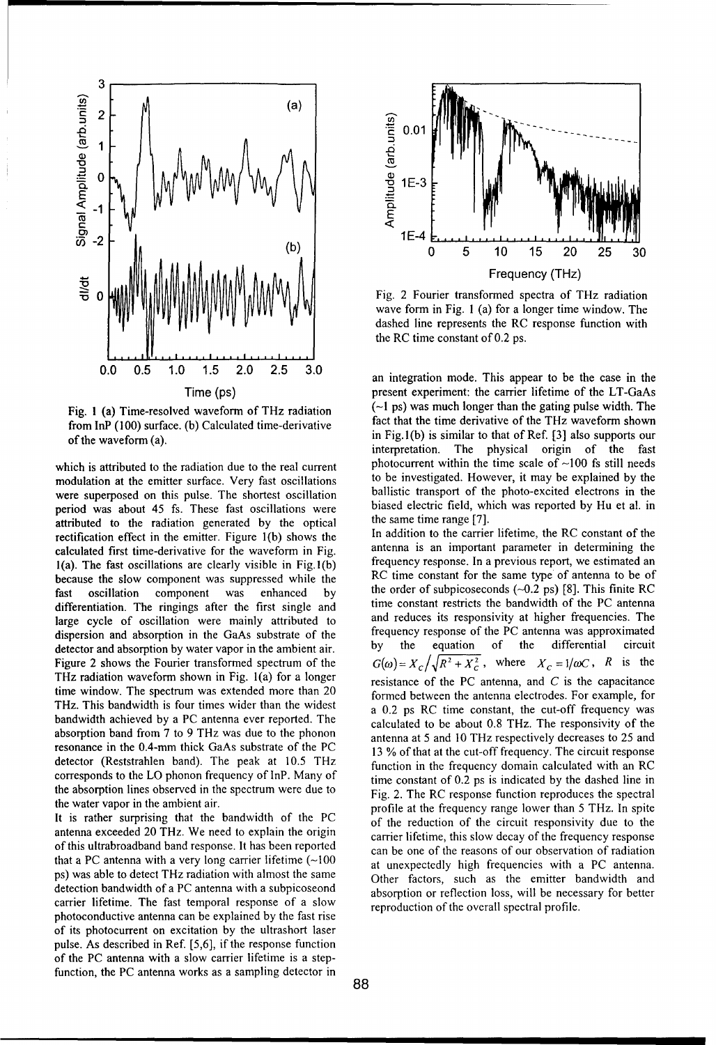Fig. 1 (a) Time-resolved waveform of THz radiation from InP (100) surface. (b) Calculated time-derivative of the waveform (a).

Fig. 2 Fourier transformed spectra of THz radiation wave form in Fig. 1 (a) for a longer time window. The dashed line represents the RC response function with the RC time constant of 0.2 ps.

which is attributed to the radiation due to the real current modulation at the emitter surface. Very fast oscillations were superposed on this pulse. The shortest oscillation period was about 45 fs. These fast oscillations were attributed to the radiation generated by the optical rectification effect in the emitter. Figure 1(b) shows the calculated first time-derivative for the waveform in Fig. 1(a). The fast oscillations are clearly visible in Fig.1(b) because the slow component was suppressed while the fast oscillation component was enhanced by differentiation. The ringings after the first single and large cycle of oscillation were mainly attributed to dispersion and absorption in the GaAs substrate of the detector and absorption by water vapor in the ambient air.

Figure 2 shows the Fourier transformed spectrum of the THz radiation waveform shown in Fig. 1(a) for a longer time window. The spectrum was extended more than 20 THz. This bandwidth is four times wider than the widest bandwidth achieved by a PC antenna ever reported. The absorption band from 7 to 9 THz was due to the phonon resonance in the 0.4-mm thick GaAs substrate of the PC detector (Reststrahlen band). The peak at 10.5 THz corresponds to the LO phonon frequency of InP. Many of the absorption lines observed in the spectrum were due to the water vapor in the ambient air.

It is rather surprising that the bandwidth of the PC antenna exceeded 20 THz. We need to explain the origin of this ultrabroadband band response. It has been reported that a PC antenna with a very long carrier lifetime (~100 ps) was able to detect THz radiation with almost the same detection bandwidth of a PC antenna with a subpicoseond carrier lifetime. The fast temporal response of a slow photoconductive antenna can be explained by the fast rise of its photocurrent on excitation by the ultrashort laser pulse. As described in Ref. [5,6], if the response function of the PC antenna with a slow carrier lifetime is a step-function, the PC antenna works as a sampling detector in an integration mode. This appear to be the case in the present experiment: the carrier lifetime of the LT-GaAs (~1 ps) was much longer than the gating pulse width. The fact that the time derivative of the THz waveform shown in Fig.1(b) is similar to that of Ref. [3] also supports our interpretation. The physical origin of the fast photocurrent within the time scale of ~100 fs still needs to be investigated. However, it may be explained by the ballistic transport of the photo-excited electrons in the biased electric field, which was reported by Hu et al. in the same time range [7].

In addition to the carrier lifetime, the RC constant of the antenna is an important parameter in determining the frequency response. In a previous report, we estimated an RC time constant for the same type of antenna to be of the order of subpicoseconds (~0.2 ps) [8]. This finite RC time constant restricts the bandwidth of the PC antenna and reduces its responsivity at higher frequencies. The frequency response of the PC antenna was approximated by the equation of the differential circuit $G(\omega)=X_C/\sqrt{R^2+X_C^2}$, where $X_C=1/\omega C$, $R$ is the resistance of the PC antenna, and $C$ is the capacitance formed between the antenna electrodes. For example, for a 0.2 ps RC time constant, the cut-off frequency was calculated to be about 0.8 THz. The responsivity of the antenna at 5 and 10 THz respectively decreases to 25 and 13 % of that at the cut-off frequency. The circuit response function in the frequency domain calculated with an RC time constant of 0.2 ps is indicated by the dashed line in Fig. 2. The RC response function reproduces the spectral profile at the frequency range lower than 5 THz. In spite of the reduction of the circuit responsivity due to the carrier lifetime, this slow decay of the frequency response can be one of the reasons of our observation of radiation at unexpectedly high frequencies with a PC antenna. Other factors, such as the emitter bandwidth and absorption or reflection loss, will be necessary for better reproduction of the overall spectral profile.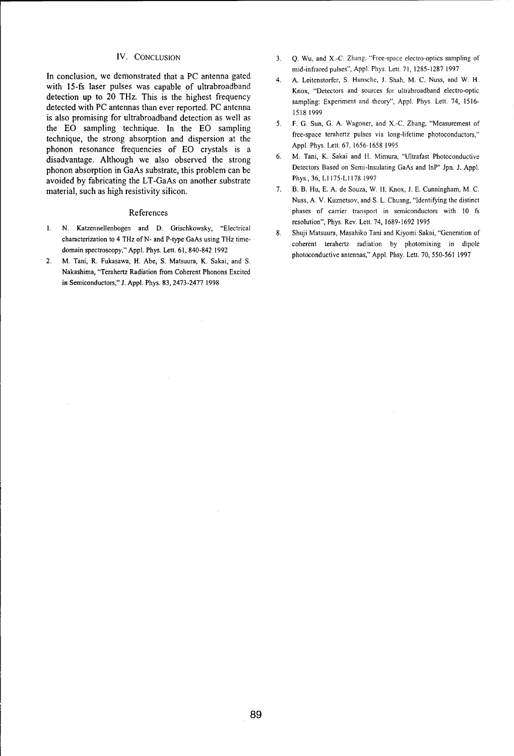## IV. Conclusion

In conclusion, we demonstrated that a PC antenna gated with 15-fs laser pulses was capable of ultrabroadband detection up to 20 THz. This is the highest frequency detected with PC antennas than ever reported. PC antenna is also promising for ultrabroadband detection as well as the EO sampling technique. In the EO sampling technique, the strong absorption and dispersion at the phonon resonance frequencies of EO crystals is a disadvantage. Although we also observed the strong phonon absorption in GaAs substrate, this problem can be avoided by fabricating the LT-GaAs on another substrate material, such as high resistivity silicon.

## References

1. N. Katzennellenbogen and D. Grischkowsky, "Electrical characterization to 4 THz of N- and P-type GaAs using THz time-domain spectroscopy," Appl. Phys. Lett. 61, 840-842 1992
2. M. Tani, R. Fukasawa, H. Abe, S. Matsuura, K. Sakai, and S. Nakashima, "Terahertz Radiation from Coherent Phonons Excited in Semiconductors," J. Appl. Phys. 83, 2473-2477 1998
3. Q. Wu, and X.-C. Zhang, "Free-space electro-optics sampling of mid-infrared pulses", Appl. Phys. Lett. 71, 1285-1287 1997
4. A. Leitenstorfer, S. Hunsche, J. Shah, M. C. Nuss, and W. H. Knox, "Detectors and sources for ultrabroadband electro-optic sampling: Experiment and theory", Appl. Phys. Lett. 74, 1516-1518 1999
5. F. G. Sun, G. A. Wagoner, and X.-C. Zhang, "Measurement of free-space terahertz pulses via long-lifetime photoconductors," Appl. Phys. Lett. 67, 1656-1658 1995
6. M. Tani, K. Sakai and H. Mimura, "Ultrafast Photoconductive Detectors Based on Semi-Insulating GaAs and InP" Jpn. J. Appl. Phys., 36, L1175-L1178 1997
7. B. B. Hu, E. A. de Souza, W. H. Knox, J. E. Cunningham, M. C. Nuss, A. V. Kuznetsov, and S. L. Chuang, "Identifying the distinct phases of carrier transport in semiconductors with 10 fs resolution", Phys. Rev. Lett. 74, 1689-1692 1995
8. Shuji Matsuura, Masahiko Tani and Kiyomi Sakai, "Generation of coherent terahertz radiation by photomixing in dipole photoconductive antennas," Appl. Phsy. Lett. 70, 550-561 1997